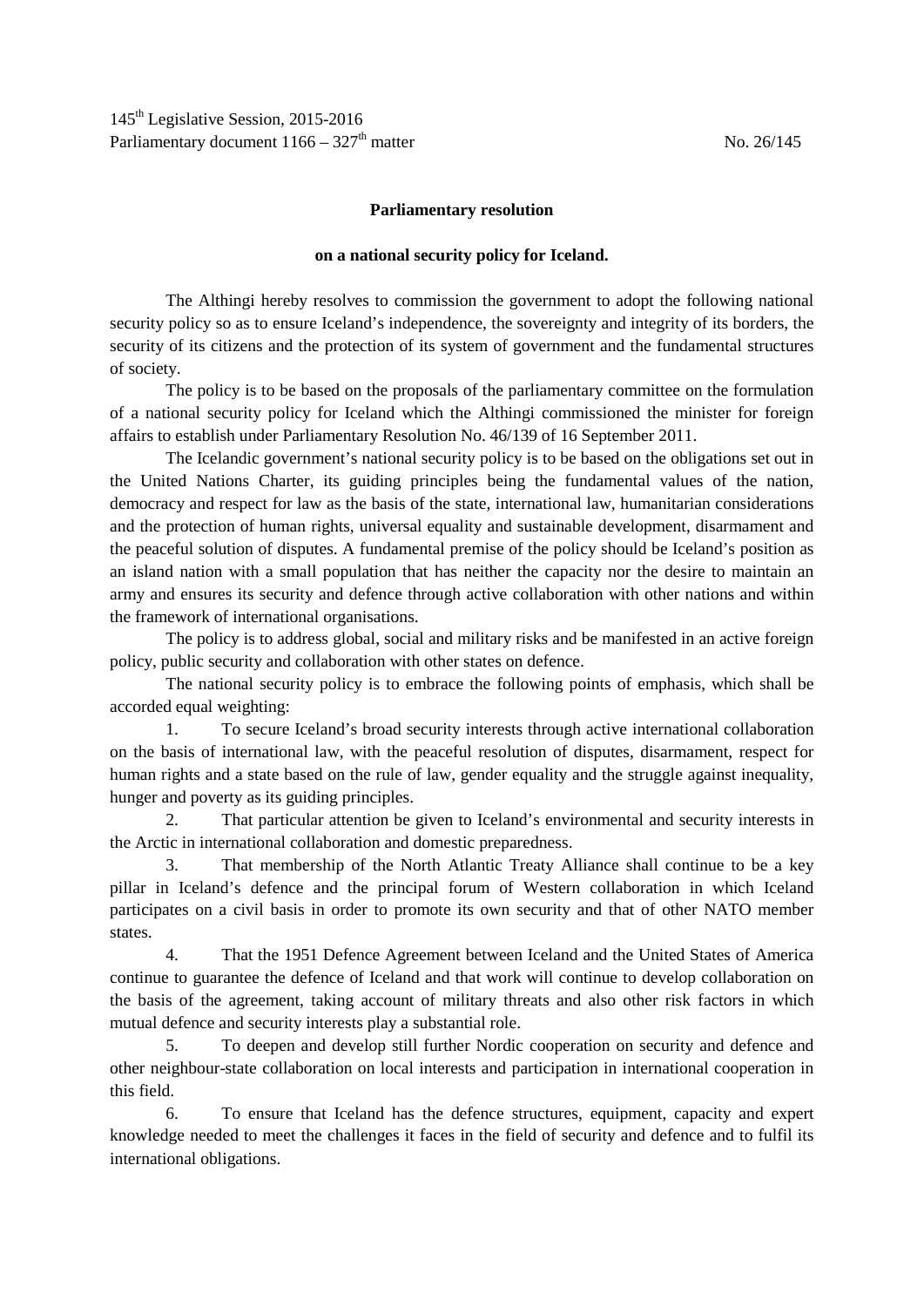145th Legislative Session, 2015-2016
Parliamentary document 1166 – 327th matter No. 26/145

**Parliamentary resolution**

**on a national security policy for Iceland.**

The Althingi hereby resolves to commission the government to adopt the following national security policy so as to ensure Iceland's independence, the sovereignty and integrity of its borders, the security of its citizens and the protection of its system of government and the fundamental structures of society.

The policy is to be based on the proposals of the parliamentary committee on the formulation of a national security policy for Iceland which the Althingi commissioned the minister for foreign affairs to establish under Parliamentary Resolution No. 46/139 of 16 September 2011.

The Icelandic government's national security policy is to be based on the obligations set out in the United Nations Charter, its guiding principles being the fundamental values of the nation, democracy and respect for law as the basis of the state, international law, humanitarian considerations and the protection of human rights, universal equality and sustainable development, disarmament and the peaceful solution of disputes. A fundamental premise of the policy should be Iceland's position as an island nation with a small population that has neither the capacity nor the desire to maintain an army and ensures its security and defence through active collaboration with other nations and within the framework of international organisations.

The policy is to address global, social and military risks and be manifested in an active foreign policy, public security and collaboration with other states on defence.

The national security policy is to embrace the following points of emphasis, which shall be accorded equal weighting:

1. To secure Iceland's broad security interests through active international collaboration on the basis of international law, with the peaceful resolution of disputes, disarmament, respect for human rights and a state based on the rule of law, gender equality and the struggle against inequality, hunger and poverty as its guiding principles.

2. That particular attention be given to Iceland's environmental and security interests in the Arctic in international collaboration and domestic preparedness.

3. That membership of the North Atlantic Treaty Alliance shall continue to be a key pillar in Iceland's defence and the principal forum of Western collaboration in which Iceland participates on a civil basis in order to promote its own security and that of other NATO member states.

4. That the 1951 Defence Agreement between Iceland and the United States of America continue to guarantee the defence of Iceland and that work will continue to develop collaboration on the basis of the agreement, taking account of military threats and also other risk factors in which mutual defence and security interests play a substantial role.

5. To deepen and develop still further Nordic cooperation on security and defence and other neighbour-state collaboration on local interests and participation in international cooperation in this field.

6. To ensure that Iceland has the defence structures, equipment, capacity and expert knowledge needed to meet the challenges it faces in the field of security and defence and to fulfil its international obligations.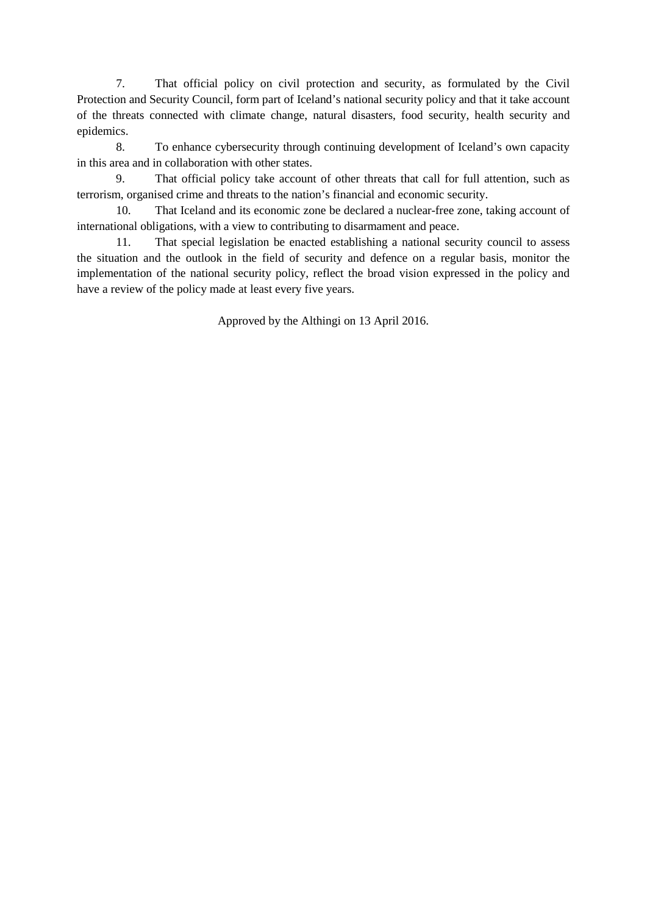7. That official policy on civil protection and security, as formulated by the Civil Protection and Security Council, form part of Iceland's national security policy and that it take account of the threats connected with climate change, natural disasters, food security, health security and epidemics.

8. To enhance cybersecurity through continuing development of Iceland's own capacity in this area and in collaboration with other states.

9. That official policy take account of other threats that call for full attention, such as terrorism, organised crime and threats to the nation's financial and economic security.

10. That Iceland and its economic zone be declared a nuclear-free zone, taking account of international obligations, with a view to contributing to disarmament and peace.

11. That special legislation be enacted establishing a national security council to assess the situation and the outlook in the field of security and defence on a regular basis, monitor the implementation of the national security policy, reflect the broad vision expressed in the policy and have a review of the policy made at least every five years.

Approved by the Althingi on 13 April 2016.